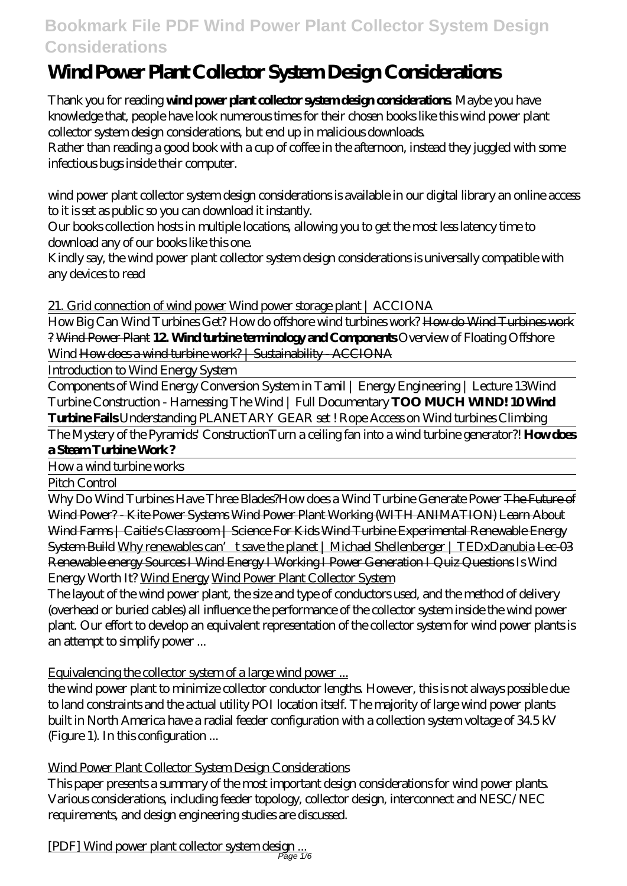# Wind Power Plant Collector System Design Considerations

Thank you for reading **wind power plant collector system design considerations**. Maybe you have knowledge that, people have look numerous times for their chosen books like this wind power plant collector system design considerations, but end up in malicious downloads.
Rather than reading a good book with a cup of coffee in the afternoon, instead they juggled with some infectious bugs inside their computer.

wind power plant collector system design considerations is available in our digital library an online access to it is set as public so you can download it instantly.
Our books collection hosts in multiple locations, allowing you to get the most less latency time to download any of our books like this one.
Kindly say, the wind power plant collector system design considerations is universally compatible with any devices to read

21. Grid connection of wind power *Wind power storage plant | ACCIONA*

How Big Can Wind Turbines Get? *How do offshore wind turbines work?* ~~How do Wind Turbines work ?~~ ~~Wind Power Plant~~ **12. Wind turbine terminology and Components** *Overview of Floating Offshore Wind* ~~How does a wind turbine work? | Sustainability - ACCIONA~~

Introduction to Wind Energy System

Components of Wind Energy Conversion System in Tamil | Energy Engineering | Lecture 13*Wind Turbine Construction - Harnessing The Wind | Full Documentary* **TOO MUCH WIND! 10 Wind Turbine Fails** *Understanding PLANETARY GEAR set ! Rope Access on Wind turbines Climbing*

The Mystery of the Pyramids' Construction*Turn a ceiling fan into a wind turbine generator?!* **How does a Steam Turbine Work ?**

How a wind turbine works

Pitch Control

Why Do Wind Turbines Have Three Blades?*How does a Wind Turbine Generate Power* ~~The Future of Wind Power? - Kite Power Systems~~ ~~Wind Power Plant Working (WITH ANIMATION)~~ ~~Learn About Wind Farms | Caitie's Classroom | Science For Kids~~ ~~Wind Turbine Experimental Renewable Energy System Build~~ Why renewables can't save the planet | Michael Shellenberger | TEDxDanubia ~~Lec-03 Renewable energy Sources I Wind Energy I Working I Power Generation I Quiz Questions~~ *Is Wind Energy Worth It?* Wind Energy Wind Power Plant Collector System

The layout of the wind power plant, the size and type of conductors used, and the method of delivery (overhead or buried cables) all influence the performance of the collector system inside the wind power plant. Our effort to develop an equivalent representation of the collector system for wind power plants is an attempt to simplify power ...

Equivalencing the collector system of a large wind power ...

the wind power plant to minimize collector conductor lengths. However, this is not always possible due to land constraints and the actual utility POI location itself. The majority of large wind power plants built in North America have a radial feeder configuration with a collection system voltage of 34.5 kV (Figure 1). In this configuration ...

Wind Power Plant Collector System Design Considerations

This paper presents a summary of the most important design considerations for wind power plants. Various considerations, including feeder topology, collector design, interconnect and NESC/NEC requirements, and design engineering studies are discussed.

[PDF] Wind power plant collector system design ...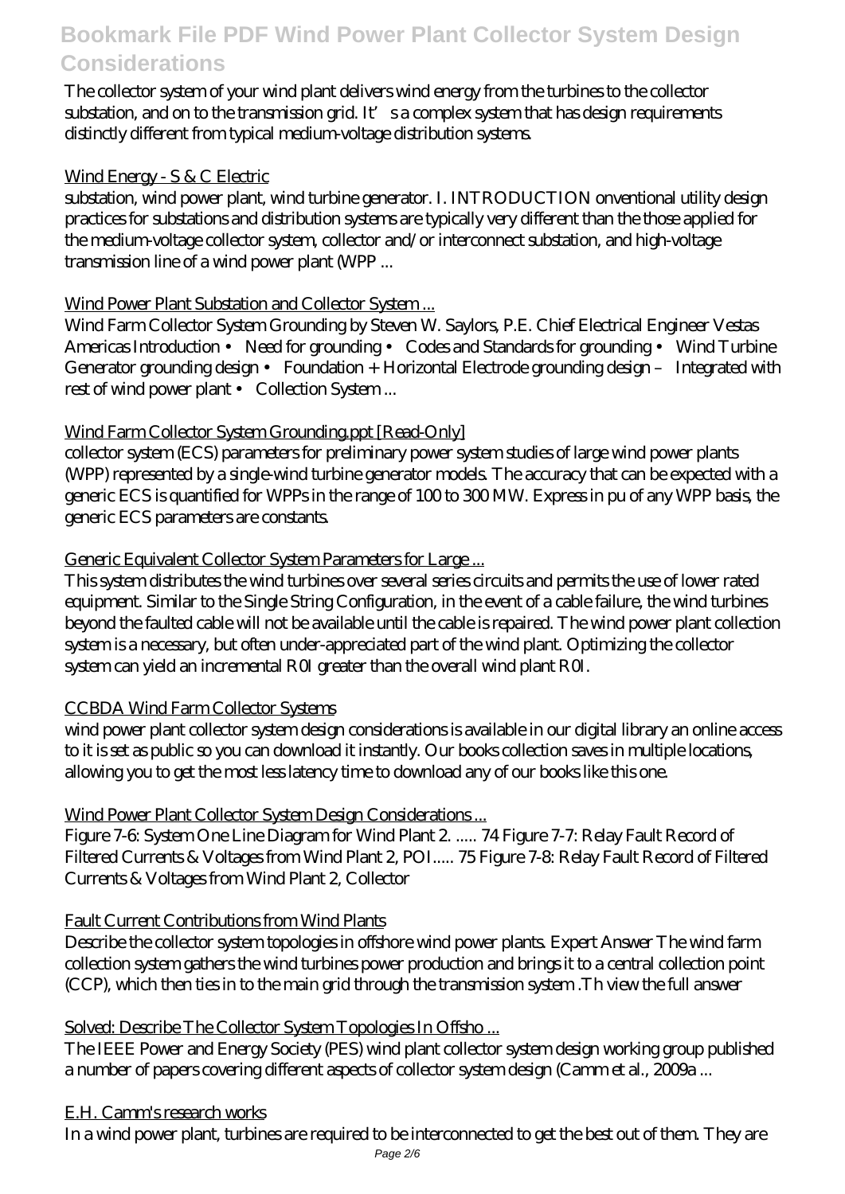The collector system of your wind plant delivers wind energy from the turbines to the collector substation, and on to the transmission grid. It's a complex system that has design requirements distinctly different from typical medium-voltage distribution systems.

Wind Energy - S & C Electric

substation, wind power plant, wind turbine generator. I. INTRODUCTION onventional utility design practices for substations and distribution systems are typically very different than the those applied for the medium-voltage collector system, collector and/or interconnect substation, and high-voltage transmission line of a wind power plant (WPP ...

Wind Power Plant Substation and Collector System ...

Wind Farm Collector System Grounding by Steven W. Saylors, P.E. Chief Electrical Engineer Vestas Americas Introduction • Need for grounding • Codes and Standards for grounding • Wind Turbine Generator grounding design • Foundation + Horizontal Electrode grounding design – Integrated with rest of wind power plant • Collection System ...

Wind Farm Collector System Grounding.ppt [Read-Only]

collector system (ECS) parameters for preliminary power system studies of large wind power plants (WPP) represented by a single-wind turbine generator models. The accuracy that can be expected with a generic ECS is quantified for WPPs in the range of 100 to 300 MW. Express in pu of any WPP basis, the generic ECS parameters are constants.

Generic Equivalent Collector System Parameters for Large ...

This system distributes the wind turbines over several series circuits and permits the use of lower rated equipment. Similar to the Single String Configuration, in the event of a cable failure, the wind turbines beyond the faulted cable will not be available until the cable is repaired. The wind power plant collection system is a necessary, but often under-appreciated part of the wind plant. Optimizing the collector system can yield an incremental R0I greater than the overall wind plant R0I.

CCBDA Wind Farm Collector Systems

wind power plant collector system design considerations is available in our digital library an online access to it is set as public so you can download it instantly. Our books collection saves in multiple locations, allowing you to get the most less latency time to download any of our books like this one.

Wind Power Plant Collector System Design Considerations ...

Figure 7-6: System One Line Diagram for Wind Plant 2. ..... 74 Figure 7-7: Relay Fault Record of Filtered Currents & Voltages from Wind Plant 2, POI..... 75 Figure 7-8: Relay Fault Record of Filtered Currents & Voltages from Wind Plant 2, Collector

Fault Current Contributions from Wind Plants

Describe the collector system topologies in offshore wind power plants. Expert Answer The wind farm collection system gathers the wind turbines power production and brings it to a central collection point (CCP), which then ties in to the main grid through the transmission system .Th view the full answer

Solved: Describe The Collector System Topologies In Offsho ...

The IEEE Power and Energy Society (PES) wind plant collector system design working group published a number of papers covering different aspects of collector system design (Camm et al., 2009a ...

E.H. Camm's research works

In a wind power plant, turbines are required to be interconnected to get the best out of them. They are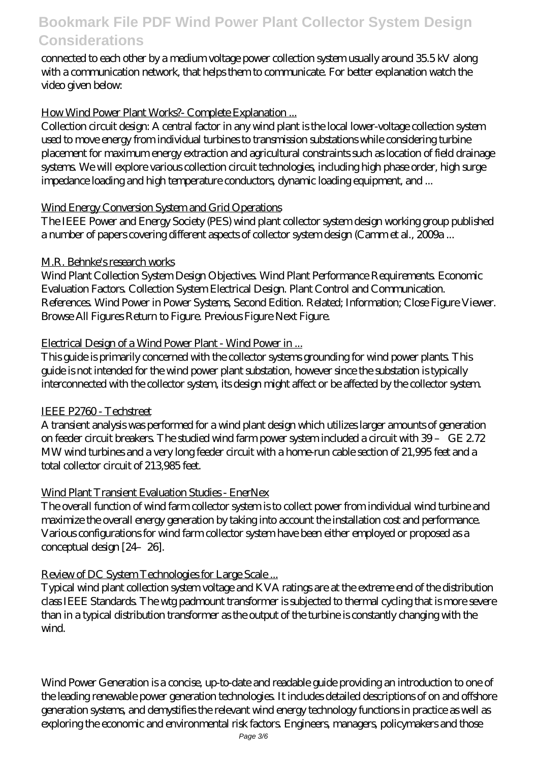connected to each other by a medium voltage power collection system usually around 35.5 kV along with a communication network, that helps them to communicate. For better explanation watch the video given below:

How Wind Power Plant Works?- Complete Explanation ...

Collection circuit design: A central factor in any wind plant is the local lower-voltage collection system used to move energy from individual turbines to transmission substations while considering turbine placement for maximum energy extraction and agricultural constraints such as location of field drainage systems. We will explore various collection circuit technologies, including high phase order, high surge impedance loading and high temperature conductors, dynamic loading equipment, and ...

Wind Energy Conversion System and Grid Operations

The IEEE Power and Energy Society (PES) wind plant collector system design working group published a number of papers covering different aspects of collector system design (Camm et al., 2009a ...

M.R. Behnke's research works

Wind Plant Collection System Design Objectives. Wind Plant Performance Requirements. Economic Evaluation Factors. Collection System Electrical Design. Plant Control and Communication. References. Wind Power in Power Systems, Second Edition. Related; Information; Close Figure Viewer. Browse All Figures Return to Figure. Previous Figure Next Figure.

Electrical Design of a Wind Power Plant - Wind Power in ...

This guide is primarily concerned with the collector systems grounding for wind power plants. This guide is not intended for the wind power plant substation, however since the substation is typically interconnected with the collector system, its design might affect or be affected by the collector system.

IEEE P2760 - Techstreet

A transient analysis was performed for a wind plant design which utilizes larger amounts of generation on feeder circuit breakers. The studied wind farm power system included a circuit with 39 – GE 2.72 MW wind turbines and a very long feeder circuit with a home-run cable section of 21,995 feet and a total collector circuit of 213,985 feet.

Wind Plant Transient Evaluation Studies - EnerNex

The overall function of wind farm collector system is to collect power from individual wind turbine and maximize the overall energy generation by taking into account the installation cost and performance. Various configurations for wind farm collector system have been either employed or proposed as a conceptual design [24–26].

Review of DC System Technologies for Large Scale ...

Typical wind plant collection system voltage and KVA ratings are at the extreme end of the distribution class IEEE Standards. The wtg padmount transformer is subjected to thermal cycling that is more severe than in a typical distribution transformer as the output of the turbine is constantly changing with the wind.

Wind Power Generation is a concise, up-to-date and readable guide providing an introduction to one of the leading renewable power generation technologies. It includes detailed descriptions of on and offshore generation systems, and demystifies the relevant wind energy technology functions in practice as well as exploring the economic and environmental risk factors. Engineers, managers, policymakers and those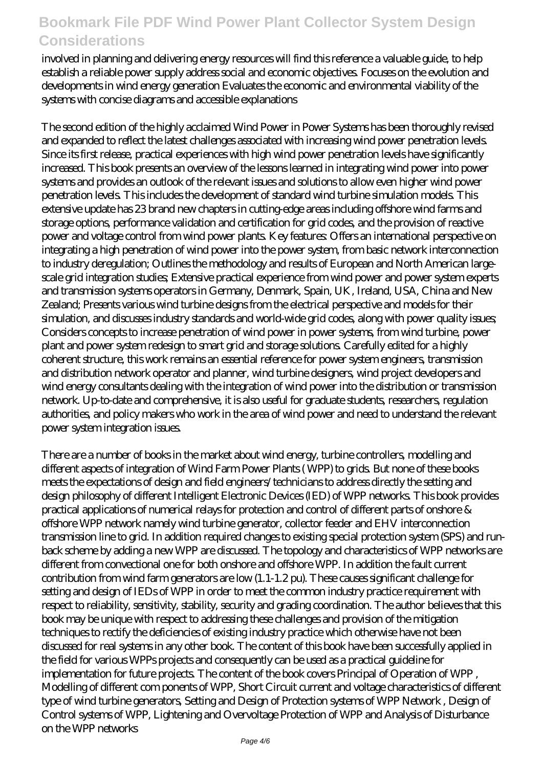involved in planning and delivering energy resources will find this reference a valuable guide, to help establish a reliable power supply address social and economic objectives. Focuses on the evolution and developments in wind energy generation Evaluates the economic and environmental viability of the systems with concise diagrams and accessible explanations

The second edition of the highly acclaimed Wind Power in Power Systems has been thoroughly revised and expanded to reflect the latest challenges associated with increasing wind power penetration levels. Since its first release, practical experiences with high wind power penetration levels have significantly increased. This book presents an overview of the lessons learned in integrating wind power into power systems and provides an outlook of the relevant issues and solutions to allow even higher wind power penetration levels. This includes the development of standard wind turbine simulation models. This extensive update has 23 brand new chapters in cutting-edge areas including offshore wind farms and storage options, performance validation and certification for grid codes, and the provision of reactive power and voltage control from wind power plants. Key features: Offers an international perspective on integrating a high penetration of wind power into the power system, from basic network interconnection to industry deregulation; Outlines the methodology and results of European and North American large-scale grid integration studies; Extensive practical experience from wind power and power system experts and transmission systems operators in Germany, Denmark, Spain, UK, Ireland, USA, China and New Zealand; Presents various wind turbine designs from the electrical perspective and models for their simulation, and discusses industry standards and world-wide grid codes, along with power quality issues; Considers concepts to increase penetration of wind power in power systems, from wind turbine, power plant and power system redesign to smart grid and storage solutions. Carefully edited for a highly coherent structure, this work remains an essential reference for power system engineers, transmission and distribution network operator and planner, wind turbine designers, wind project developers and wind energy consultants dealing with the integration of wind power into the distribution or transmission network. Up-to-date and comprehensive, it is also useful for graduate students, researchers, regulation authorities, and policy makers who work in the area of wind power and need to understand the relevant power system integration issues.

There are a number of books in the market about wind energy, turbine controllers, modelling and different aspects of integration of Wind Farm Power Plants ( WPP) to grids. But none of these books meets the expectations of design and field engineers/technicians to address directly the setting and design philosophy of different Intelligent Electronic Devices (IED) of WPP networks. This book provides practical applications of numerical relays for protection and control of different parts of onshore & offshore WPP network namely wind turbine generator, collector feeder and EHV interconnection transmission line to grid. In addition required changes to existing special protection system (SPS) and run-back scheme by adding a new WPP are discussed. The topology and characteristics of WPP networks are different from convectional one for both onshore and offshore WPP. In addition the fault current contribution from wind farm generators are low (1.1-1.2 pu). These causes significant challenge for setting and design of IEDs of WPP in order to meet the common industry practice requirement with respect to reliability, sensitivity, stability, security and grading coordination. The author believes that this book may be unique with respect to addressing these challenges and provision of the mitigation techniques to rectify the deficiencies of existing industry practice which otherwise have not been discussed for real systems in any other book. The content of this book have been successfully applied in the field for various WPPs projects and consequently can be used as a practical guideline for implementation for future projects. The content of the book covers Principal of Operation of WPP , Modelling of different com ponents of WPP, Short Circuit current and voltage characteristics of different type of wind turbine generators, Setting and Design of Protection systems of WPP Network , Design of Control systems of WPP, Lightening and Overvoltage Protection of WPP and Analysis of Disturbance on the WPP networks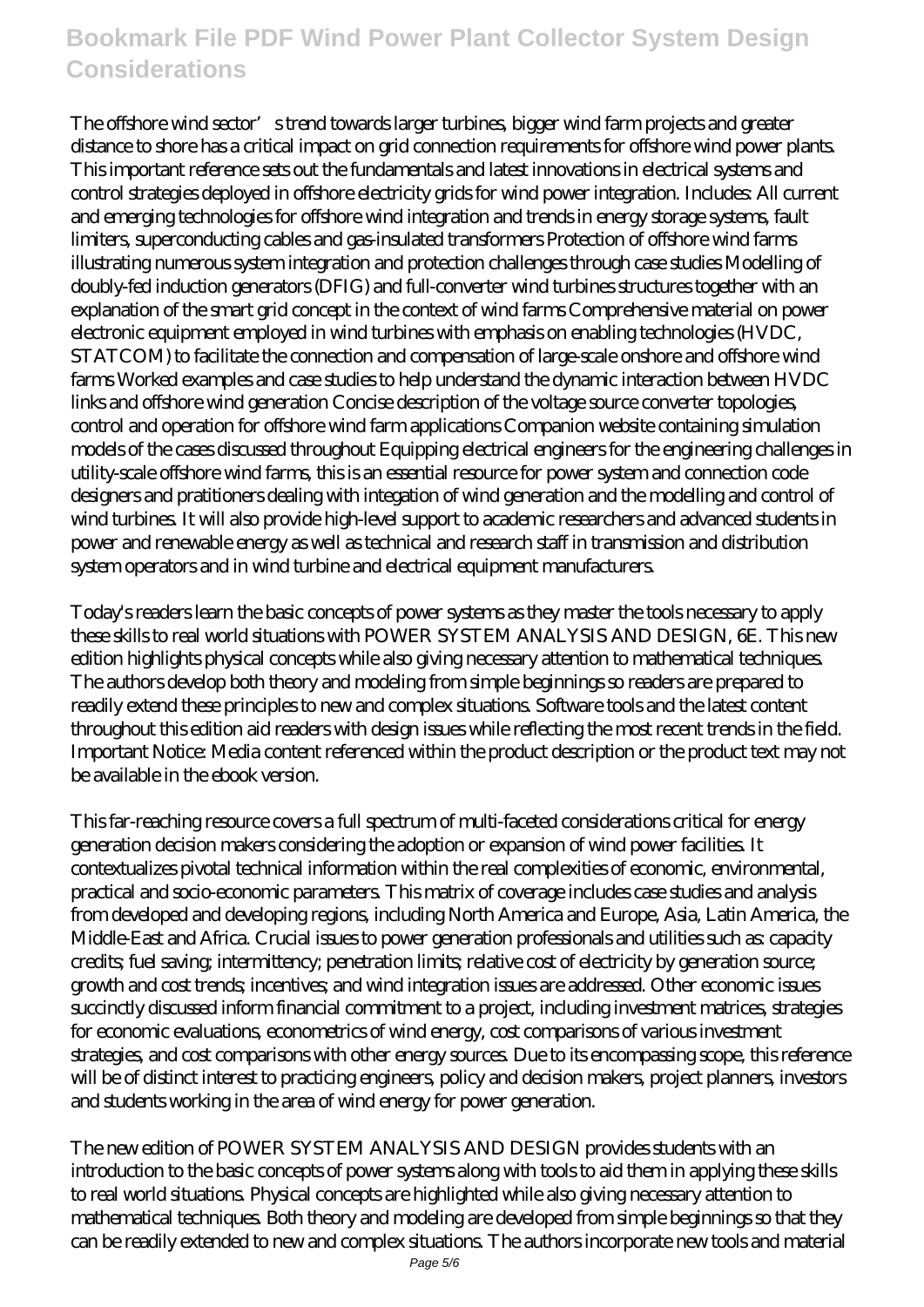The offshore wind sector's trend towards larger turbines, bigger wind farm projects and greater distance to shore has a critical impact on grid connection requirements for offshore wind power plants. This important reference sets out the fundamentals and latest innovations in electrical systems and control strategies deployed in offshore electricity grids for wind power integration. Includes: All current and emerging technologies for offshore wind integration and trends in energy storage systems, fault limiters, superconducting cables and gas-insulated transformers Protection of offshore wind farms illustrating numerous system integration and protection challenges through case studies Modelling of doubly-fed induction generators (DFIG) and full-converter wind turbines structures together with an explanation of the smart grid concept in the context of wind farms Comprehensive material on power electronic equipment employed in wind turbines with emphasis on enabling technologies (HVDC, STATCOM) to facilitate the connection and compensation of large-scale onshore and offshore wind farms Worked examples and case studies to help understand the dynamic interaction between HVDC links and offshore wind generation Concise description of the voltage source converter topologies, control and operation for offshore wind farm applications Companion website containing simulation models of the cases discussed throughout Equipping electrical engineers for the engineering challenges in utility-scale offshore wind farms, this is an essential resource for power system and connection code designers and pratitioners dealing with integation of wind generation and the modelling and control of wind turbines. It will also provide high-level support to academic researchers and advanced students in power and renewable energy as well as technical and research staff in transmission and distribution system operators and in wind turbine and electrical equipment manufacturers.

Today's readers learn the basic concepts of power systems as they master the tools necessary to apply these skills to real world situations with POWER SYSTEM ANALYSIS AND DESIGN, 6E. This new edition highlights physical concepts while also giving necessary attention to mathematical techniques. The authors develop both theory and modeling from simple beginnings so readers are prepared to readily extend these principles to new and complex situations. Software tools and the latest content throughout this edition aid readers with design issues while reflecting the most recent trends in the field. Important Notice: Media content referenced within the product description or the product text may not be available in the ebook version.

This far-reaching resource covers a full spectrum of multi-faceted considerations critical for energy generation decision makers considering the adoption or expansion of wind power facilities. It contextualizes pivotal technical information within the real complexities of economic, environmental, practical and socio-economic parameters. This matrix of coverage includes case studies and analysis from developed and developing regions, including North America and Europe, Asia, Latin America, the Middle-East and Africa. Crucial issues to power generation professionals and utilities such as: capacity credits; fuel saving; intermittency; penetration limits; relative cost of electricity by generation source; growth and cost trends; incentives; and wind integration issues are addressed. Other economic issues succinctly discussed inform financial commitment to a project, including investment matrices, strategies for economic evaluations, econometrics of wind energy, cost comparisons of various investment strategies, and cost comparisons with other energy sources. Due to its encompassing scope, this reference will be of distinct interest to practicing engineers, policy and decision makers, project planners, investors and students working in the area of wind energy for power generation.

The new edition of POWER SYSTEM ANALYSIS AND DESIGN provides students with an introduction to the basic concepts of power systems along with tools to aid them in applying these skills to real world situations. Physical concepts are highlighted while also giving necessary attention to mathematical techniques. Both theory and modeling are developed from simple beginnings so that they can be readily extended to new and complex situations. The authors incorporate new tools and material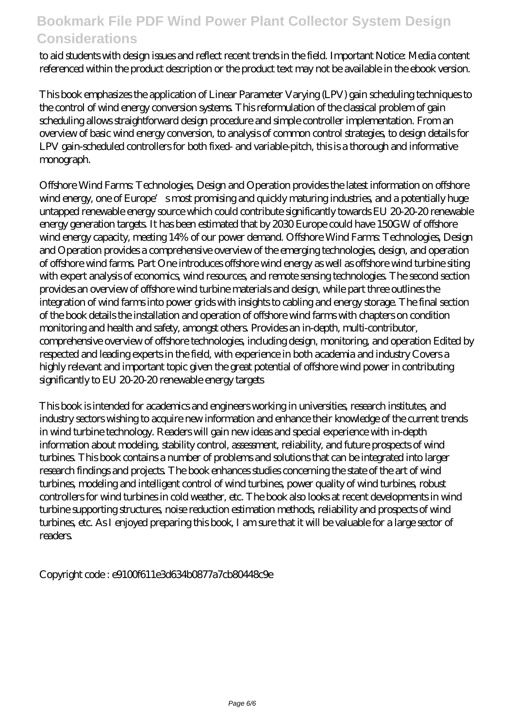to aid students with design issues and reflect recent trends in the field. Important Notice: Media content referenced within the product description or the product text may not be available in the ebook version.

This book emphasizes the application of Linear Parameter Varying (LPV) gain scheduling techniques to the control of wind energy conversion systems. This reformulation of the classical problem of gain scheduling allows straightforward design procedure and simple controller implementation. From an overview of basic wind energy conversion, to analysis of common control strategies, to design details for LPV gain-scheduled controllers for both fixed- and variable-pitch, this is a thorough and informative monograph.

Offshore Wind Farms: Technologies, Design and Operation provides the latest information on offshore wind energy, one of Europe's most promising and quickly maturing industries, and a potentially huge untapped renewable energy source which could contribute significantly towards EU 20-20-20 renewable energy generation targets. It has been estimated that by 2030 Europe could have 150GW of offshore wind energy capacity, meeting 14% of our power demand. Offshore Wind Farms: Technologies, Design and Operation provides a comprehensive overview of the emerging technologies, design, and operation of offshore wind farms. Part One introduces offshore wind energy as well as offshore wind turbine siting with expert analysis of economics, wind resources, and remote sensing technologies. The second section provides an overview of offshore wind turbine materials and design, while part three outlines the integration of wind farms into power grids with insights to cabling and energy storage. The final section of the book details the installation and operation of offshore wind farms with chapters on condition monitoring and health and safety, amongst others. Provides an in-depth, multi-contributor, comprehensive overview of offshore technologies, including design, monitoring, and operation Edited by respected and leading experts in the field, with experience in both academia and industry Covers a highly relevant and important topic given the great potential of offshore wind power in contributing significantly to EU 20-20-20 renewable energy targets

This book is intended for academics and engineers working in universities, research institutes, and industry sectors wishing to acquire new information and enhance their knowledge of the current trends in wind turbine technology. Readers will gain new ideas and special experience with in-depth information about modeling, stability control, assessment, reliability, and future prospects of wind turbines. This book contains a number of problems and solutions that can be integrated into larger research findings and projects. The book enhances studies concerning the state of the art of wind turbines, modeling and intelligent control of wind turbines, power quality of wind turbines, robust controllers for wind turbines in cold weather, etc. The book also looks at recent developments in wind turbine supporting structures, noise reduction estimation methods, reliability and prospects of wind turbines, etc. As I enjoyed preparing this book, I am sure that it will be valuable for a large sector of readers.

Copyright code : e9100f611e3d634b0877a7cb80448c9e